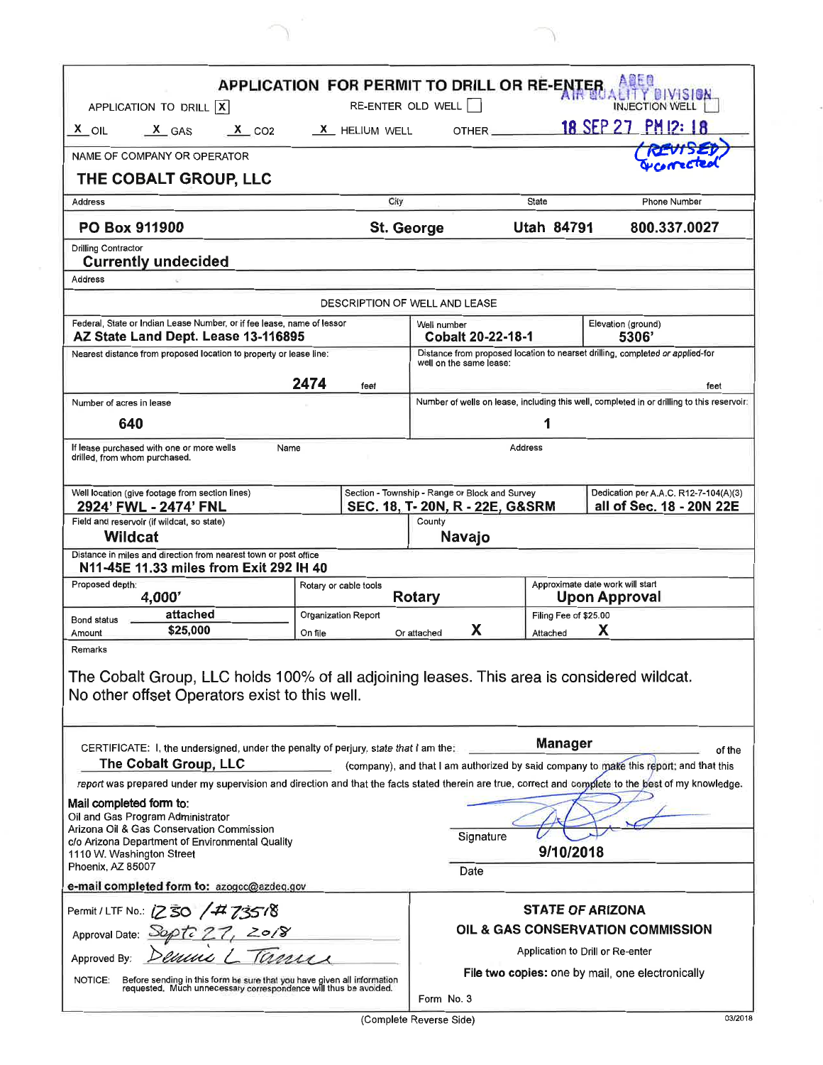# APPLICATION FOR PERMIT TO DRILL OR RE-ENTER

ADEQ AIR QUALITY DIVISION
18 SEP 27 PM 12: 18
(REVISED) & corrected

APPLICATION TO DRILL [X] RE-ENTER OLD WELL [ ] INJECTION WELL [ ]

X OIL X GAS X $CO_2$ X HELIUM WELL OTHER ______

| NAME OF COMPANY OR OPERATOR | | | |
|---|---|---|---|
| **THE COBALT GROUP, LLC** | | | |
| Address | City | State | Phone Number |
| **PO Box 911900** | **St. George** | **Utah 84791** | **800.337.0027** |

Drilling Contractor
**Currently undecided**

Address

## DESCRIPTION OF WELL AND LEASE

| Federal, State or Indian Lease Number, or if fee lease, name of lessor | Well number | Elevation (ground) |
|---|---|---|
| **AZ State Land Dept. Lease 13-116895** | **Cobalt 20-22-18-1** | **5306'** |

| Nearest distance from proposed location to property or lease line: | Distance from proposed location to nearset drilling, completed or applied-for well on the same lease: |
|---|---|
| **2474** feet | feet |
| Number of acres in lease | Number of wells on lease, including this well, completed in or drilling to this reservoir: |
| **640** | **1** |

| If lease purchased with one or more wells drilled, from whom purchased. | Name | Address |
|---|---|---|
| | | |

| Well location (give footage from section lines) | Section - Township - Range or Block and Survey | Dedication per A.A.C. R12-7-104(A)(3) |
|---|---|---|
| **2924' FWL - 2474' FNL** | **SEC. 18, T- 20N, R - 22E, G&SRM** | **all of Sec. 18 - 20N 22E** |
| Field and reservoir (if wildcat, so state) | County | |
| **Wildcat** | **Navajo** | |

Distance in miles and direction from nearest town or post office
**N11-45E 11.33 miles from Exit 292 IH 40**

| Proposed depth: | Rotary or cable tools | Approximate date work will start |
|---|---|---|
| **4,000'** | **Rotary** | **Upon Approval** |
| Bond status **attached** / Amount **$25,000** | Organization Report: On file ___ Or attached **X** | Filing Fee of $25.00 Attached **X** |

Remarks

The Cobalt Group, LLC holds 100% of all adjoining leases. This area is considered wildcat. No other offset Operators exist to this well.

CERTIFICATE: I, the undersigned, under the penalty of perjury, state that I am the: **Manager** of the **The Cobalt Group, LLC** (company), and that I am authorized by said company to make this report; and that this report was prepared under my supervision and direction and that the facts stated therein are true, correct and complete to the best of my knowledge.

**Mail completed form to:**
Oil and Gas Program Administrator
Arizona Oil & Gas Conservation Commission
c/o Arizona Department of Environmental Quality
1110 W. Washington Street
Phoenix, AZ 85007

Signature ________
Date **9/10/2018**

**e-mail completed form to:** azogcc@azdeq.gov

Permit / LTF No.: 1230 / #73518
Approval Date: Sept 27, 2018
Approved By: Dennis L Turner

NOTICE: Before sending in this form be sure that you have given all information requested. Much unnecessary correspondence will thus be avoided.

**STATE OF ARIZONA**
**OIL & GAS CONSERVATION COMMISSION**
Application to Drill or Re-enter
**File two copies:** one by mail, one electronically
Form No. 3

(Complete Reverse Side)

03/2018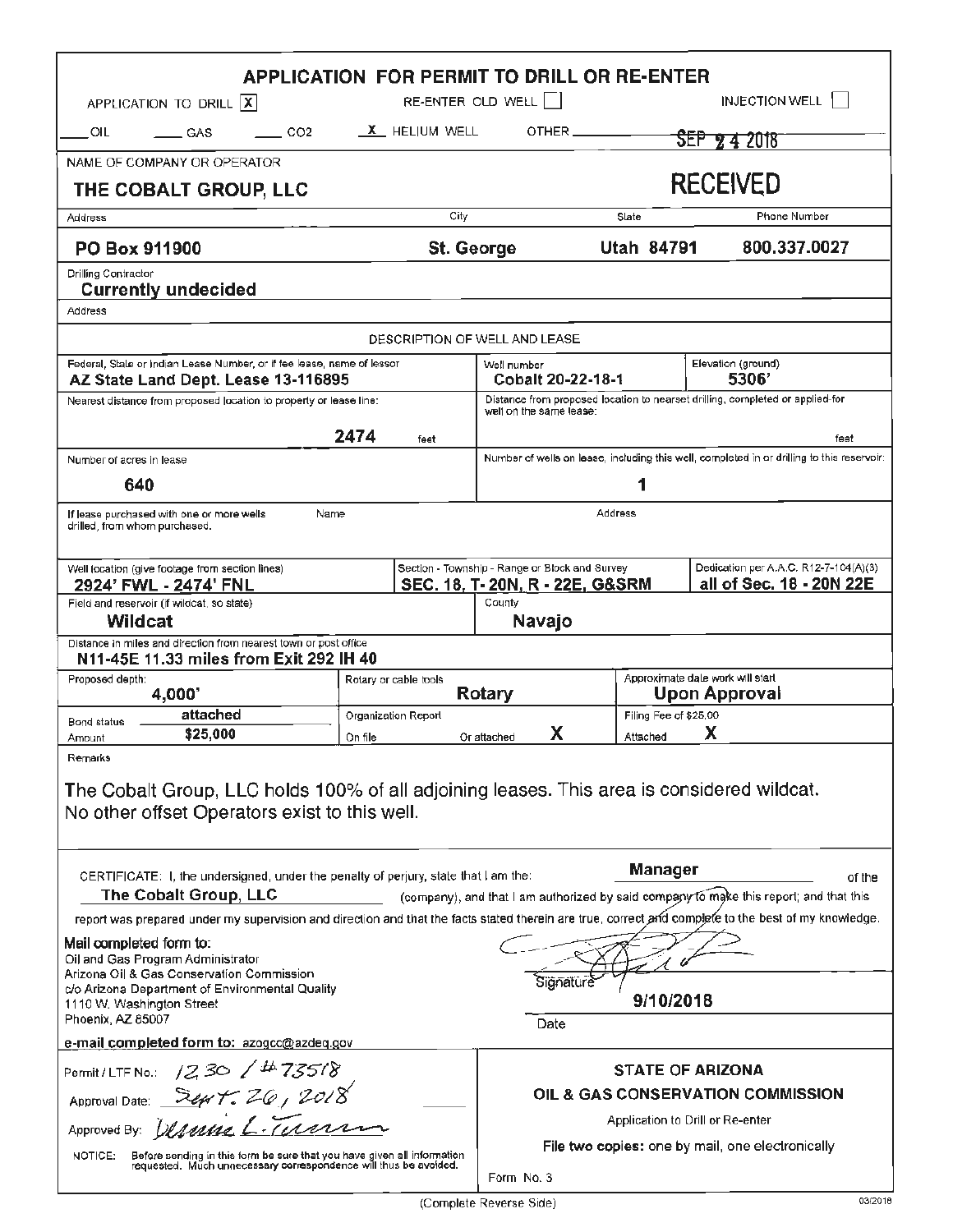# APPLICATION FOR PERMIT TO DRILL OR RE-ENTER

APPLICATION TO DRILL [X] RE-ENTER OLD WELL [ ] INJECTION WELL [ ]

___ OIL ___ GAS ___ CO2 _X_ HELIUM WELL OTHER ______

SEP 24 2018

RECEIVED

| NAME OF COMPANY OR OPERATOR | | | |
|---|---|---|---|
| THE COBALT GROUP, LLC | | | |
| **Address** | **City** | **State** | **Phone Number** |
| PO Box 911900 | St. George | Utah 84791 | 800.337.0027 |

Drilling Contractor: **Currently undecided**

Address:

## DESCRIPTION OF WELL AND LEASE

| Federal, State or Indian Lease Number, or if fee lease, name of lessor | Well number | Elevation (ground) |
|---|---|---|
| AZ State Land Dept. Lease 13-116895 | Cobalt 20-22-18-1 | 5306' |

| Nearest distance from proposed location to property or lease line: | Distance from proposed location to nearset drilling, completed or applied-for well on the same lease: |
|---|---|
| 2474 feet | feet |

| Number of acres in lease | Number of wells on lease, including this well, completed in or drilling to this reservoir: |
|---|---|
| 640 | 1 |

| If lease purchased with one or more wells drilled, from whom purchased. | Name | Address |
|---|---|---|
| | | |

| Well location (give footage from section lines) | Section - Township - Range or Block and Survey | Dedication per A.A.C. R12-7-104(A)(3) |
|---|---|---|
| 2924' FWL - 2474' FNL | SEC. 18, T- 20N, R - 22E, G&SRM | all of Sec. 18 - 20N 22E |

| Field and reservoir (if wildcat, so state) | County |
|---|---|
| Wildcat | Navajo |

Distance in miles and direction from nearest town or post office: **N11-45E 11.33 miles from Exit 292 IH 40**

| Proposed depth: | Rotary or cable tools | Approximate date work will start |
|---|---|---|
| 4,000' | Rotary | Upon Approval |

| Bond status / Amount | Organization Report | Filing Fee of $25.00 |
|---|---|---|
| attached / $25,000 | On file ___ Or attached X | Attached X |

Remarks

The Cobalt Group, LLC holds 100% of all adjoining leases. This area is considered wildcat. No other offset Operators exist to this well.

CERTIFICATE: I, the undersigned, under the penalty of perjury, state that I am the: **Manager** of the **The Cobalt Group, LLC** (company), and that I am authorized by said company to make this report; and that this report was prepared under my supervision and direction and that the facts stated therein are true, correct and complete to the best of my knowledge.

**Mail completed form to:**
Oil and Gas Program Administrator
Arizona Oil & Gas Conservation Commission
c/o Arizona Department of Environmental Quality
1110 W. Washington Street
Phoenix, AZ 85007

Signature: [signature]

Date: 9/10/2018

**e-mail completed form to:** azogcc@azdeq.gov

Permit / LTF No.: 1230 / #73518

Approval Date: Sept. 26, 2018

Approved By: Dennis L. Turner

NOTICE: Before sending in this form be sure that you have given all information requested. Much unnecessary correspondence will thus be avoided.

**STATE OF ARIZONA**
**OIL & GAS CONSERVATION COMMISSION**
Application to Drill or Re-enter
**File two copies:** one by mail, one electronically

Form No. 3

(Complete Reverse Side)

03/2018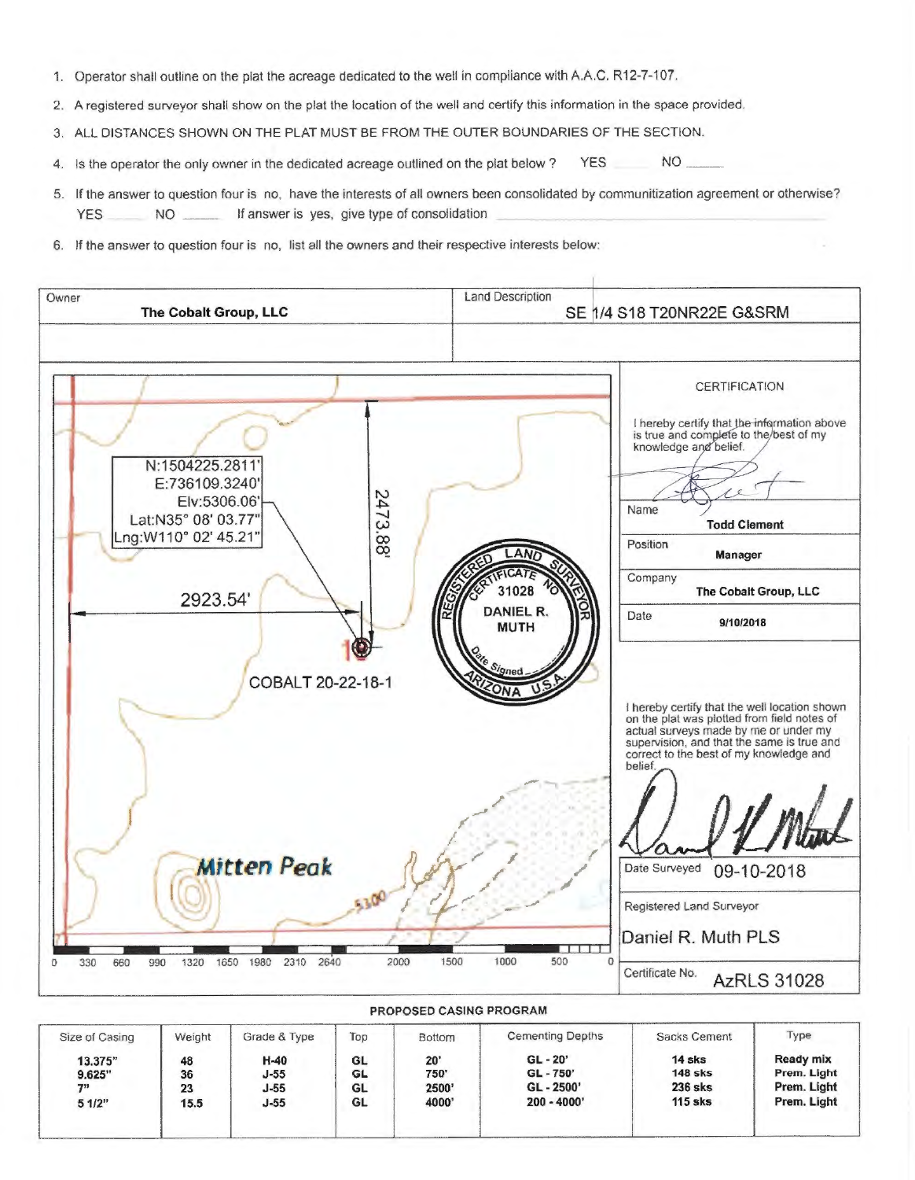1. Operator shall outline on the plat the acreage dedicated to the well in compliance with A.A.C. R12-7-107.
2. A registered surveyor shall show on the plat the location of the well and certify this information in the space provided.
3. ALL DISTANCES SHOWN ON THE PLAT MUST BE FROM THE OUTER BOUNDARIES OF THE SECTION.
4. Is the operator the only owner in the dedicated acreage outlined on the plat below? YES ______ NO ______
5. If the answer to question four is no, have the interests of all owners been consolidated by communitization agreement or otherwise? YES ______ NO ______ If answer is yes, give type of consolidation ______
6. If the answer to question four is no, list all the owners and their respective interests below:

| Owner | Land Description |
|---|---|
| **The Cobalt Group, LLC** | SE 1/4 S18 T20NR22E G&SRM |

N:1504225.2811'
E:736109.3240'
Elv:5306.06'
Lat:N35° 08' 03.77"
Lng:W110° 02' 45.21"

2473.88'

2923.54'

COBALT 20-22-18-1

Mitten Peak

0 330 660 990 1320 1650 1980 2310 2640 2000 1500 1000 500 0

REGISTERED LAND SURVEYOR
CERTIFICATE NO. 31028
DANIEL R. MUTH
Date Signed
ARIZONA U.S.A.

**CERTIFICATION**

I hereby certify that the information above is true and complete to the best of my knowledge and belief.

Name: **Todd Clement**

Position: **Manager**

Company: **The Cobalt Group, LLC**

Date: **9/10/2018**

I hereby certify that the well location shown on the plat was plotted from field notes of actual surveys made by me or under my supervision, and that the same is true and correct to the best of my knowledge and belief.

Date Surveyed: 09-10-2018

Registered Land Surveyor: Daniel R. Muth PLS

Certificate No. AzRLS 31028

**PROPOSED CASING PROGRAM**

| Size of Casing | Weight | Grade & Type | Top | Bottom | Cementing Depths | Sacks Cement | Type |
|---|---|---|---|---|---|---|---|
| 13.375" | 48 | H-40 | GL | 20' | GL - 20' | 14 sks | Ready mix |
| 9.625" | 36 | J-55 | GL | 750' | GL - 750' | 148 sks | Prem. Light |
| 7" | 23 | J-55 | GL | 2500' | GL - 2500' | 236 sks | Prem. Light |
| 5 1/2" | 15.5 | J-55 | GL | 4000' | 200 - 4000' | 115 sks | Prem. Light |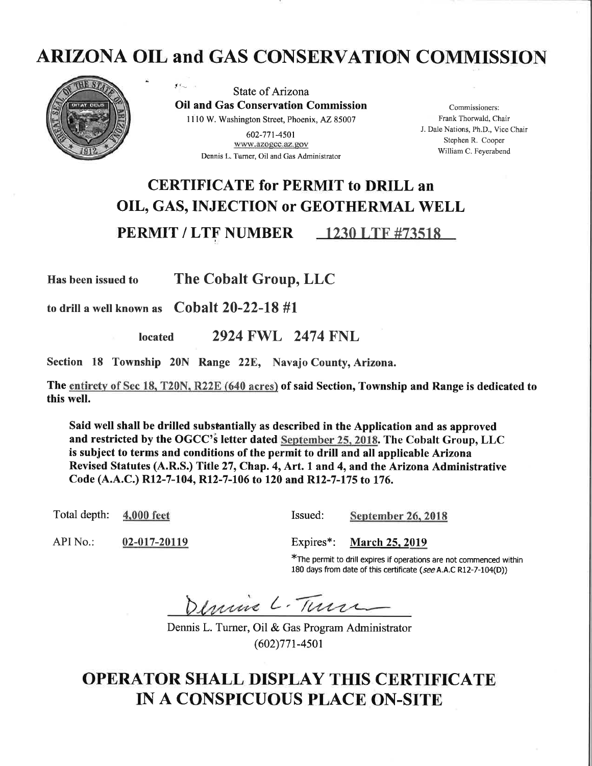# ARIZONA OIL and GAS CONSERVATION COMMISSION

State of Arizona
**Oil and Gas Conservation Commission**
1110 W. Washington Street, Phoenix, AZ 85007
602-771-4501
www.azogcc.az.gov
Dennis L. Turner, Oil and Gas Administrator

Commissioners:
Frank Thorwald, Chair
J. Dale Nations, Ph.D., Vice Chair
Stephen R. Cooper
William C. Feyerabend

## CERTIFICATE for PERMIT to DRILL an OIL, GAS, INJECTION or GEOTHERMAL WELL

**PERMIT / LTF NUMBER** 1230 LTF #73518

**Has been issued to** **The Cobalt Group, LLC**

**to drill a well known as** **Cobalt 20-22-18 #1**

**located** **2924 FWL 2474 FNL**

**Section 18 Township 20N Range 22E, Navajo County, Arizona.**

**The entirety of Sec 18, T20N, R22E (640 acres) of said Section, Township and Range is dedicated to this well.**

**Said well shall be drilled substantially as described in the Application and as approved and restricted by the OGCC's letter dated September 25, 2018. The Cobalt Group, LLC is subject to terms and conditions of the permit to drill and all applicable Arizona Revised Statutes (A.R.S.) Title 27, Chap. 4, Art. 1 and 4, and the Arizona Administrative Code (A.A.C.) R12-7-104, R12-7-106 to 120 and R12-7-175 to 176.**

Total depth: 4,000 feet

API No.: 02-017-20119

Issued: September 26, 2018

Expires*: **March 25, 2019**

*The permit to drill expires if operations are not commenced within 180 days from date of this certificate (*see* A.A.C R12-7-104(D))

Dennis L. Turner, Oil & Gas Program Administrator
(602)771-4501

## OPERATOR SHALL DISPLAY THIS CERTIFICATE IN A CONSPICUOUS PLACE ON-SITE